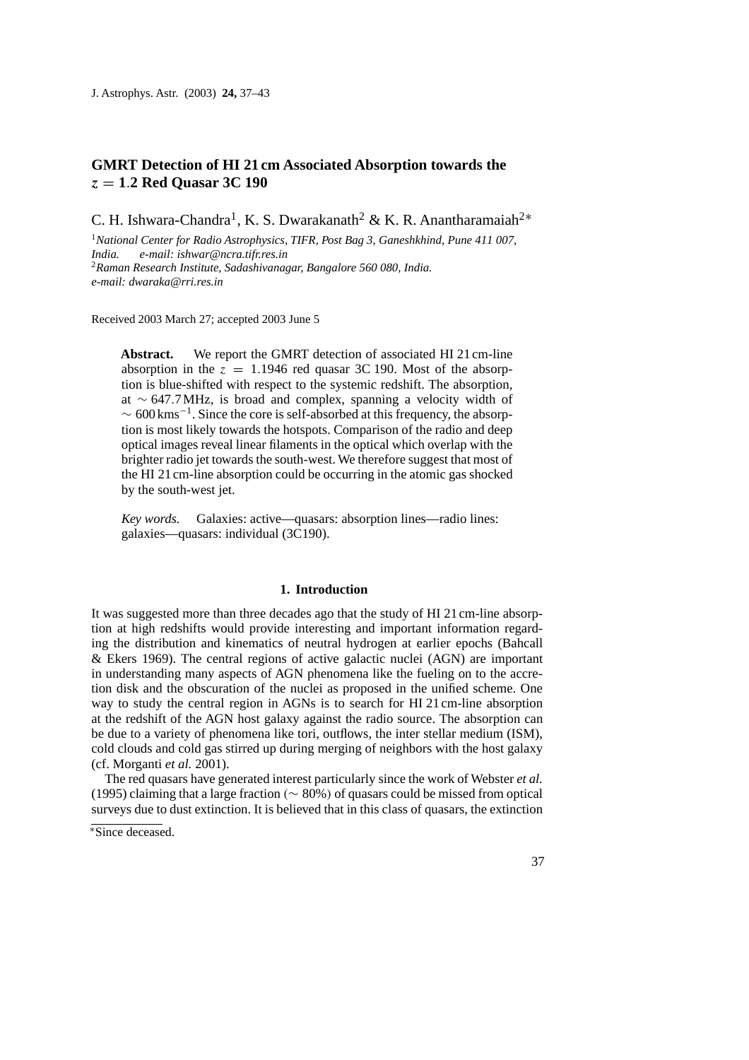# GMRT Detection of HI 21 cm Associated Absorption towards the $z = 1.2$ Red Quasar 3C 190

C. H. Ishwara-Chandra[1], K. S. Dwarakanath[2] & K. R. Anantharamaiah[2*]

[1]*National Center for Radio Astrophysics, TIFR, Post Bag 3, Ganeshkhind, Pune 411 007, India. e-mail: ishwar@ncra.tifr.res.in*
[2]*Raman Research Institute, Sadashivanagar, Bangalore 560 080, India. e-mail: dwaraka@rri.res.in*

Received 2003 March 27; accepted 2003 June 5

**Abstract.** We report the GMRT detection of associated HI 21 cm-line absorption in the $z = 1.1946$ red quasar 3C 190. Most of the absorption is blue-shifted with respect to the systemic redshift. The absorption, at $\sim 647.7$ MHz, is broad and complex, spanning a velocity width of $\sim 600\,\mathrm{kms}^{-1}$. Since the core is self-absorbed at this frequency, the absorption is most likely towards the hotspots. Comparison of the radio and deep optical images reveal linear filaments in the optical which overlap with the brighter radio jet towards the south-west. We therefore suggest that most of the HI 21 cm-line absorption could be occurring in the atomic gas shocked by the south-west jet.

*Key words.* Galaxies: active—quasars: absorption lines—radio lines: galaxies—quasars: individual (3C190).

## 1. Introduction

It was suggested more than three decades ago that the study of HI 21 cm-line absorption at high redshifts would provide interesting and important information regarding the distribution and kinematics of neutral hydrogen at earlier epochs (Bahcall & Ekers 1969). The central regions of active galactic nuclei (AGN) are important in understanding many aspects of AGN phenomena like the fueling on to the accretion disk and the obscuration of the nuclei as proposed in the unified scheme. One way to study the central region in AGNs is to search for HI 21 cm-line absorption at the redshift of the AGN host galaxy against the radio source. The absorption can be due to a variety of phenomena like tori, outflows, the inter stellar medium (ISM), cold clouds and cold gas stirred up during merging of neighbors with the host galaxy (cf. Morganti *et al.* 2001).

The red quasars have generated interest particularly since the work of Webster *et al.* (1995) claiming that a large fraction ($\sim 80\%$) of quasars could be missed from optical surveys due to dust extinction. It is believed that in this class of quasars, the extinction

*Since deceased.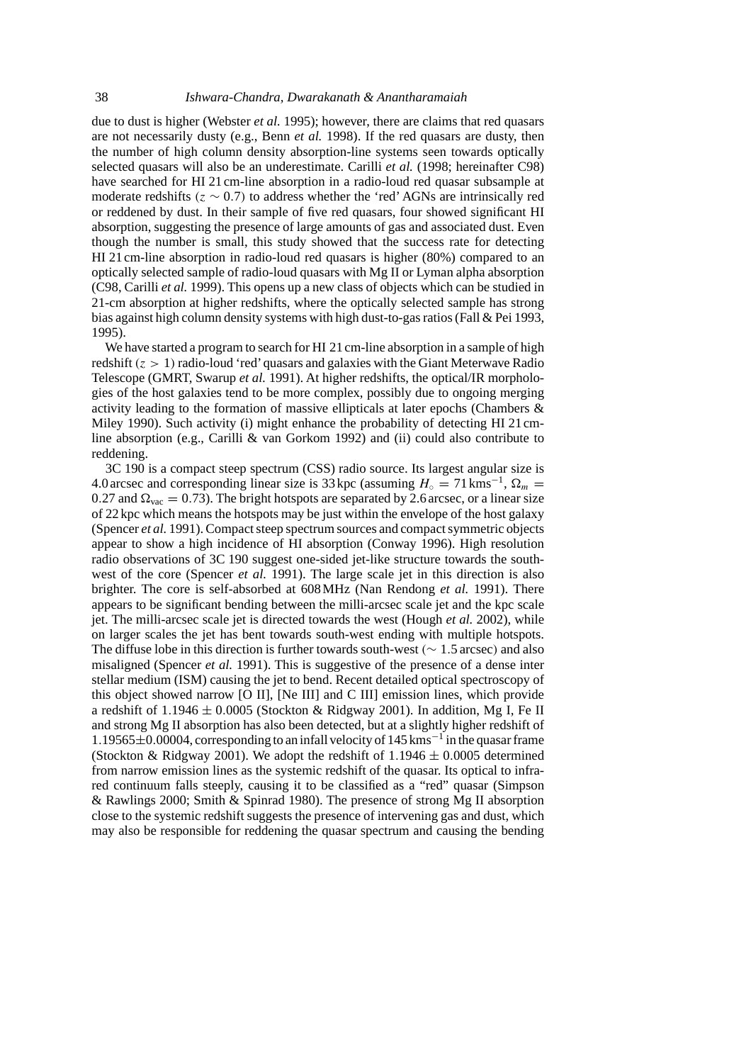due to dust is higher (Webster *et al.* 1995); however, there are claims that red quasars are not necessarily dusty (e.g., Benn *et al.* 1998). If the red quasars are dusty, then the number of high column density absorption-line systems seen towards optically selected quasars will also be an underestimate. Carilli *et al.* (1998; hereinafter C98) have searched for HI 21 cm-line absorption in a radio-loud red quasar subsample at moderate redshifts ($z \sim 0.7$) to address whether the 'red' AGNs are intrinsically red or reddened by dust. In their sample of five red quasars, four showed significant HI absorption, suggesting the presence of large amounts of gas and associated dust. Even though the number is small, this study showed that the success rate for detecting HI 21 cm-line absorption in radio-loud red quasars is higher (80%) compared to an optically selected sample of radio-loud quasars with Mg II or Lyman alpha absorption (C98, Carilli *et al.* 1999). This opens up a new class of objects which can be studied in 21-cm absorption at higher redshifts, where the optically selected sample has strong bias against high column density systems with high dust-to-gas ratios (Fall & Pei 1993, 1995).

We have started a program to search for HI 21 cm-line absorption in a sample of high redshift ($z > 1$) radio-loud 'red' quasars and galaxies with the Giant Meterwave Radio Telescope (GMRT, Swarup *et al.* 1991). At higher redshifts, the optical/IR morphologies of the host galaxies tend to be more complex, possibly due to ongoing merging activity leading to the formation of massive ellipticals at later epochs (Chambers & Miley 1990). Such activity (i) might enhance the probability of detecting HI 21 cm-line absorption (e.g., Carilli & van Gorkom 1992) and (ii) could also contribute to reddening.

3C 190 is a compact steep spectrum (CSS) radio source. Its largest angular size is 4.0 arcsec and corresponding linear size is 33 kpc (assuming $H_\circ = 71\,\mathrm{km s^{-1}}$, $\Omega_m = 0.27$ and $\Omega_{\mathrm{vac}} = 0.73$). The bright hotspots are separated by 2.6 arcsec, or a linear size of 22 kpc which means the hotspots may be just within the envelope of the host galaxy (Spencer *et al.* 1991). Compact steep spectrum sources and compact symmetric objects appear to show a high incidence of HI absorption (Conway 1996). High resolution radio observations of 3C 190 suggest one-sided jet-like structure towards the south-west of the core (Spencer *et al.* 1991). The large scale jet in this direction is also brighter. The core is self-absorbed at 608 MHz (Nan Rendong *et al.* 1991). There appears to be significant bending between the milli-arcsec scale jet and the kpc scale jet. The milli-arcsec scale jet is directed towards the west (Hough *et al.* 2002), while on larger scales the jet has bent towards south-west ending with multiple hotspots. The diffuse lobe in this direction is further towards south-west ($\sim 1.5$ arcsec) and also misaligned (Spencer *et al.* 1991). This is suggestive of the presence of a dense inter stellar medium (ISM) causing the jet to bend. Recent detailed optical spectroscopy of this object showed narrow [O II], [Ne III] and C III] emission lines, which provide a redshift of $1.1946 \pm 0.0005$ (Stockton & Ridgway 2001). In addition, Mg I, Fe II and strong Mg II absorption has also been detected, but at a slightly higher redshift of $1.19565 \pm 0.00004$, corresponding to an infall velocity of $145\,\mathrm{km s^{-1}}$ in the quasar frame (Stockton & Ridgway 2001). We adopt the redshift of $1.1946 \pm 0.0005$ determined from narrow emission lines as the systemic redshift of the quasar. Its optical to infrared continuum falls steeply, causing it to be classified as a "red" quasar (Simpson & Rawlings 2000; Smith & Spinrad 1980). The presence of strong Mg II absorption close to the systemic redshift suggests the presence of intervening gas and dust, which may also be responsible for reddening the quasar spectrum and causing the bending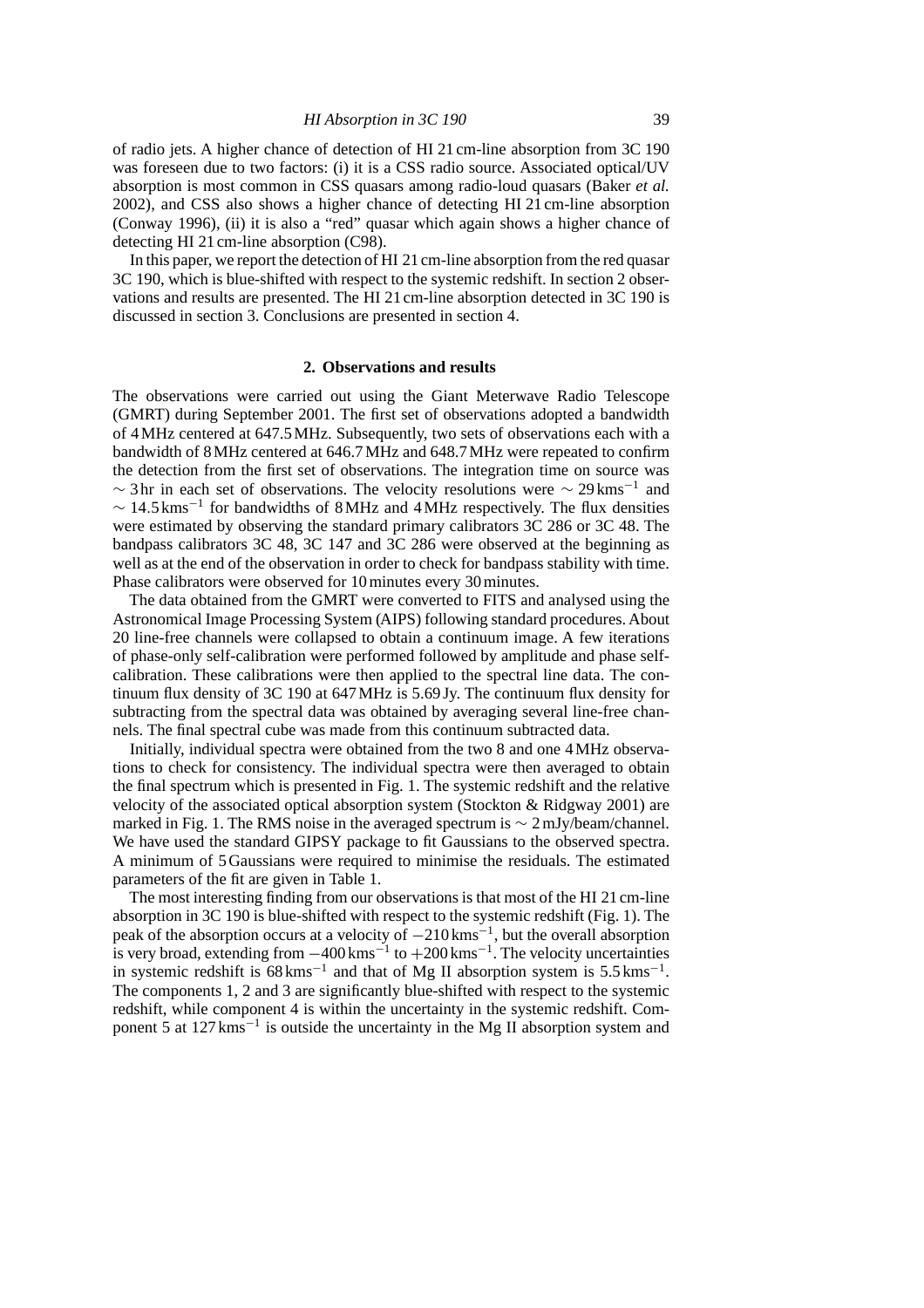of radio jets. A higher chance of detection of HI 21 cm-line absorption from 3C 190 was foreseen due to two factors: (i) it is a CSS radio source. Associated optical/UV absorption is most common in CSS quasars among radio-loud quasars (Baker *et al.* 2002), and CSS also shows a higher chance of detecting HI 21 cm-line absorption (Conway 1996), (ii) it is also a "red" quasar which again shows a higher chance of detecting HI 21 cm-line absorption (C98).

In this paper, we report the detection of HI 21 cm-line absorption from the red quasar 3C 190, which is blue-shifted with respect to the systemic redshift. In section 2 observations and results are presented. The HI 21 cm-line absorption detected in 3C 190 is discussed in section 3. Conclusions are presented in section 4.

## 2. Observations and results

The observations were carried out using the Giant Meterwave Radio Telescope (GMRT) during September 2001. The first set of observations adopted a bandwidth of 4 MHz centered at 647.5 MHz. Subsequently, two sets of observations each with a bandwidth of 8 MHz centered at 646.7 MHz and 648.7 MHz were repeated to confirm the detection from the first set of observations. The integration time on source was $\sim 3$ hr in each set of observations. The velocity resolutions were $\sim 29\,\mathrm{km s^{-1}}$ and $\sim 14.5\,\mathrm{km s^{-1}}$ for bandwidths of 8 MHz and 4 MHz respectively. The flux densities were estimated by observing the standard primary calibrators 3C 286 or 3C 48. The bandpass calibrators 3C 48, 3C 147 and 3C 286 were observed at the beginning as well as at the end of the observation in order to check for bandpass stability with time. Phase calibrators were observed for 10 minutes every 30 minutes.

The data obtained from the GMRT were converted to FITS and analysed using the Astronomical Image Processing System (AIPS) following standard procedures. About 20 line-free channels were collapsed to obtain a continuum image. A few iterations of phase-only self-calibration were performed followed by amplitude and phase self-calibration. These calibrations were then applied to the spectral line data. The continuum flux density of 3C 190 at 647 MHz is 5.69 Jy. The continuum flux density for subtracting from the spectral data was obtained by averaging several line-free channels. The final spectral cube was made from this continuum subtracted data.

Initially, individual spectra were obtained from the two 8 and one 4 MHz observations to check for consistency. The individual spectra were then averaged to obtain the final spectrum which is presented in Fig. 1. The systemic redshift and the relative velocity of the associated optical absorption system (Stockton & Ridgway 2001) are marked in Fig. 1. The RMS noise in the averaged spectrum is $\sim 2$ mJy/beam/channel. We have used the standard GIPSY package to fit Gaussians to the observed spectra. A minimum of 5 Gaussians were required to minimise the residuals. The estimated parameters of the fit are given in Table 1.

The most interesting finding from our observations is that most of the HI 21 cm-line absorption in 3C 190 is blue-shifted with respect to the systemic redshift (Fig. 1). The peak of the absorption occurs at a velocity of $-210\,\mathrm{km s^{-1}}$, but the overall absorption is very broad, extending from $-400\,\mathrm{km s^{-1}}$ to $+200\,\mathrm{km s^{-1}}$. The velocity uncertainties in systemic redshift is $68\,\mathrm{km s^{-1}}$ and that of Mg II absorption system is $5.5\,\mathrm{km s^{-1}}$. The components 1, 2 and 3 are significantly blue-shifted with respect to the systemic redshift, while component 4 is within the uncertainty in the systemic redshift. Component 5 at $127\,\mathrm{km s^{-1}}$ is outside the uncertainty in the Mg II absorption system and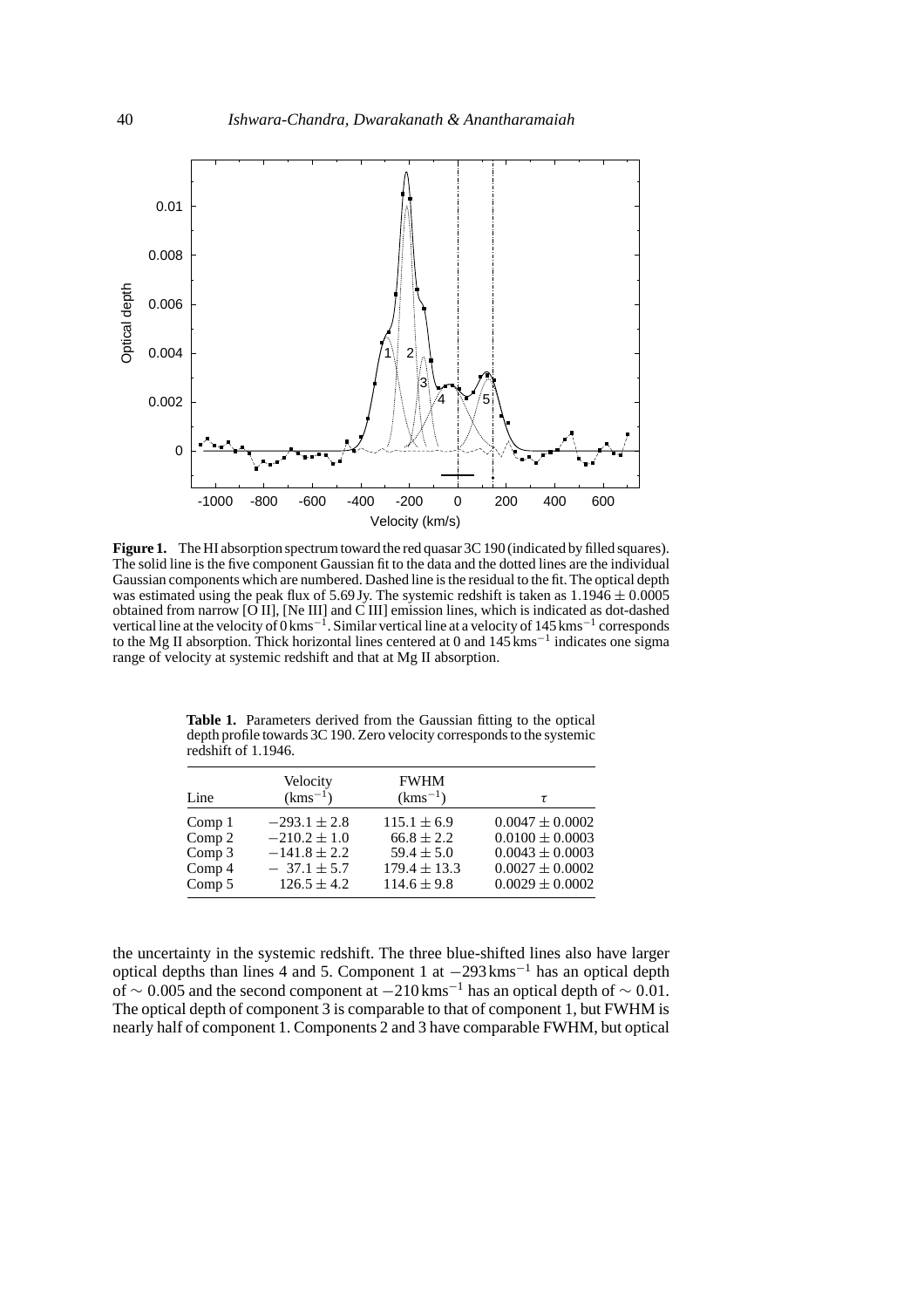**Figure 1.** The HI absorption spectrum toward the red quasar 3C 190 (indicated by filled squares). The solid line is the five component Gaussian fit to the data and the dotted lines are the individual Gaussian components which are numbered. Dashed line is the residual to the fit. The optical depth was estimated using the peak flux of 5.69 Jy. The systemic redshift is taken as $1.1946 \pm 0.0005$ obtained from narrow [O II], [Ne III] and C III] emission lines, which is indicated as dot-dashed vertical line at the velocity of 0 kms$^{-1}$. Similar vertical line at a velocity of 145 kms$^{-1}$ corresponds to the Mg II absorption. Thick horizontal lines centered at 0 and 145 kms$^{-1}$ indicates one sigma range of velocity at systemic redshift and that at Mg II absorption.

**Table 1.** Parameters derived from the Gaussian fitting to the optical depth profile towards 3C 190. Zero velocity corresponds to the systemic redshift of 1.1946.

| Line | Velocity (kms$^{-1}$) | FWHM (kms$^{-1}$) | $\tau$ |
|---|---|---|---|
| Comp 1 | $-293.1 \pm 2.8$ | $115.1 \pm 6.9$ | $0.0047 \pm 0.0002$ |
| Comp 2 | $-210.2 \pm 1.0$ | $66.8 \pm 2.2$ | $0.0100 \pm 0.0003$ |
| Comp 3 | $-141.8 \pm 2.2$ | $59.4 \pm 5.0$ | $0.0043 \pm 0.0003$ |
| Comp 4 | $-37.1 \pm 5.7$ | $179.4 \pm 13.3$ | $0.0027 \pm 0.0002$ |
| Comp 5 | $126.5 \pm 4.2$ | $114.6 \pm 9.8$ | $0.0029 \pm 0.0002$ |

the uncertainty in the systemic redshift. The three blue-shifted lines also have larger optical depths than lines 4 and 5. Component 1 at $-293$ kms$^{-1}$ has an optical depth of $\sim 0.005$ and the second component at $-210$ kms$^{-1}$ has an optical depth of $\sim 0.01$. The optical depth of component 3 is comparable to that of component 1, but FWHM is nearly half of component 1. Components 2 and 3 have comparable FWHM, but optical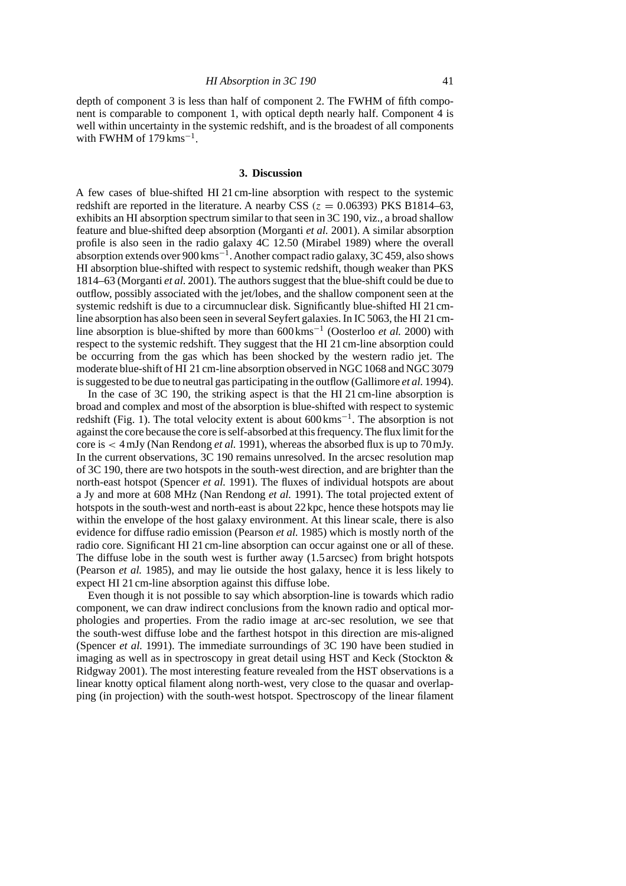depth of component 3 is less than half of component 2. The FWHM of fifth component is comparable to component 1, with optical depth nearly half. Component 4 is well within uncertainty in the systemic redshift, and is the broadest of all components with FWHM of 179 $\mathrm{km s^{-1}}$.

## 3. Discussion

A few cases of blue-shifted HI 21 cm-line absorption with respect to the systemic redshift are reported in the literature. A nearby CSS ($z = 0.06393$) PKS B1814–63, exhibits an HI absorption spectrum similar to that seen in 3C 190, viz., a broad shallow feature and blue-shifted deep absorption (Morganti *et al.* 2001). A similar absorption profile is also seen in the radio galaxy 4C 12.50 (Mirabel 1989) where the overall absorption extends over 900 $\mathrm{km s^{-1}}$. Another compact radio galaxy, 3C 459, also shows HI absorption blue-shifted with respect to systemic redshift, though weaker than PKS 1814–63 (Morganti *et al.* 2001). The authors suggest that the blue-shift could be due to outflow, possibly associated with the jet/lobes, and the shallow component seen at the systemic redshift is due to a circumnuclear disk. Significantly blue-shifted HI 21 cm-line absorption has also been seen in several Seyfert galaxies. In IC 5063, the HI 21 cm-line absorption is blue-shifted by more than 600 $\mathrm{km s^{-1}}$ (Oosterloo *et al.* 2000) with respect to the systemic redshift. They suggest that the HI 21 cm-line absorption could be occurring from the gas which has been shocked by the western radio jet. The moderate blue-shift of HI 21 cm-line absorption observed in NGC 1068 and NGC 3079 is suggested to be due to neutral gas participating in the outflow (Gallimore *et al.* 1994).

In the case of 3C 190, the striking aspect is that the HI 21 cm-line absorption is broad and complex and most of the absorption is blue-shifted with respect to systemic redshift (Fig. 1). The total velocity extent is about 600 $\mathrm{km s^{-1}}$. The absorption is not against the core because the core is self-absorbed at this frequency. The flux limit for the core is $< 4$ mJy (Nan Rendong *et al.* 1991), whereas the absorbed flux is up to 70 mJy. In the current observations, 3C 190 remains unresolved. In the arcsec resolution map of 3C 190, there are two hotspots in the south-west direction, and are brighter than the north-east hotspot (Spencer *et al.* 1991). The fluxes of individual hotspots are about a Jy and more at 608 MHz (Nan Rendong *et al.* 1991). The total projected extent of hotspots in the south-west and north-east is about 22 kpc, hence these hotspots may lie within the envelope of the host galaxy environment. At this linear scale, there is also evidence for diffuse radio emission (Pearson *et al.* 1985) which is mostly north of the radio core. Significant HI 21 cm-line absorption can occur against one or all of these. The diffuse lobe in the south west is further away (1.5 arcsec) from bright hotspots (Pearson *et al.* 1985), and may lie outside the host galaxy, hence it is less likely to expect HI 21 cm-line absorption against this diffuse lobe.

Even though it is not possible to say which absorption-line is towards which radio component, we can draw indirect conclusions from the known radio and optical morphologies and properties. From the radio image at arc-sec resolution, we see that the south-west diffuse lobe and the farthest hotspot in this direction are mis-aligned (Spencer *et al.* 1991). The immediate surroundings of 3C 190 have been studied in imaging as well as in spectroscopy in great detail using HST and Keck (Stockton & Ridgway 2001). The most interesting feature revealed from the HST observations is a linear knotty optical filament along north-west, very close to the quasar and overlapping (in projection) with the south-west hotspot. Spectroscopy of the linear filament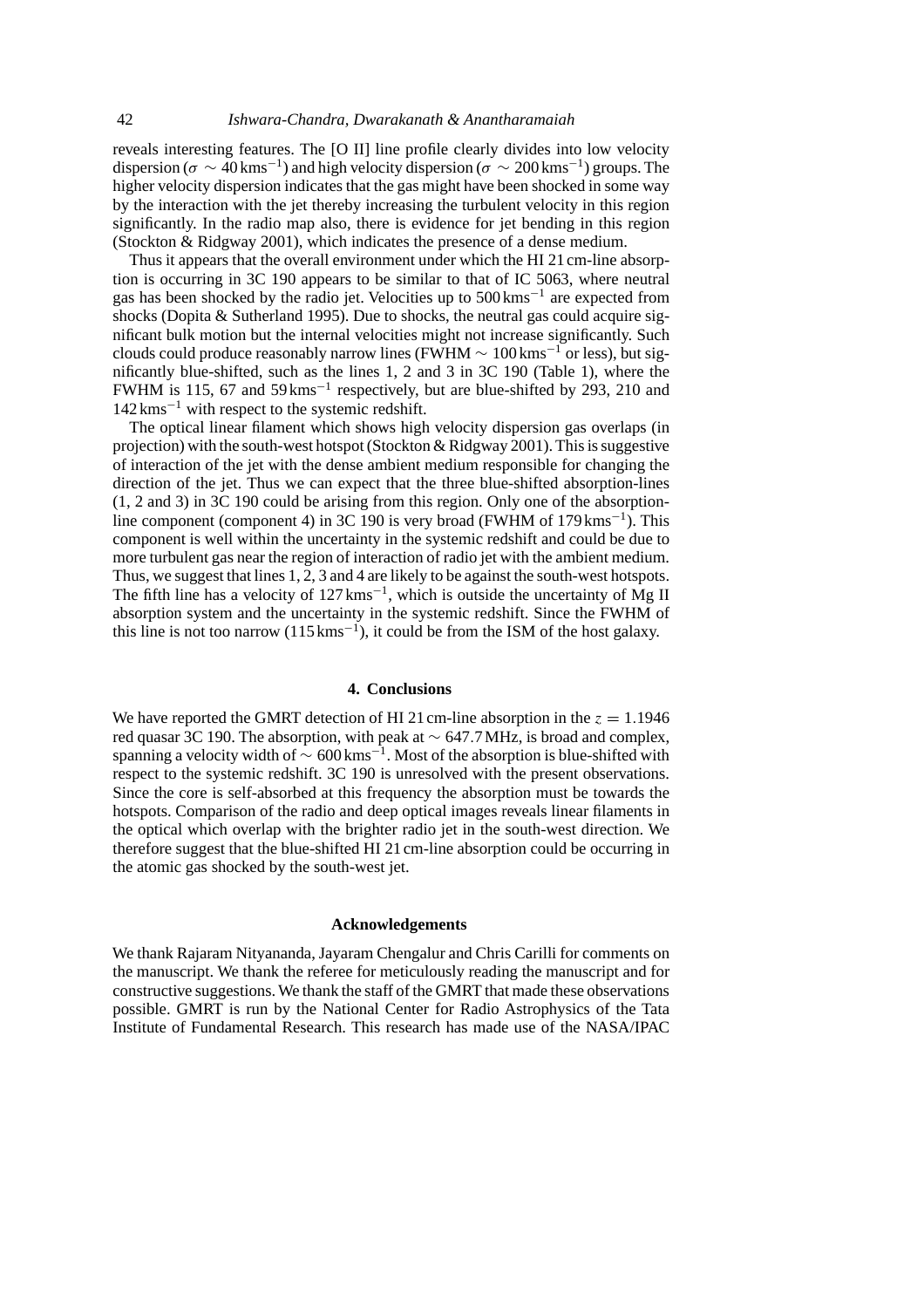reveals interesting features. The [O II] line profile clearly divides into low velocity dispersion ($\sigma \sim 40\,\mathrm{kms}^{-1}$) and high velocity dispersion ($\sigma \sim 200\,\mathrm{kms}^{-1}$) groups. The higher velocity dispersion indicates that the gas might have been shocked in some way by the interaction with the jet thereby increasing the turbulent velocity in this region significantly. In the radio map also, there is evidence for jet bending in this region (Stockton & Ridgway 2001), which indicates the presence of a dense medium.

Thus it appears that the overall environment under which the HI 21 cm-line absorption is occurring in 3C 190 appears to be similar to that of IC 5063, where neutral gas has been shocked by the radio jet. Velocities up to $500\,\mathrm{kms}^{-1}$ are expected from shocks (Dopita & Sutherland 1995). Due to shocks, the neutral gas could acquire significant bulk motion but the internal velocities might not increase significantly. Such clouds could produce reasonably narrow lines (FWHM $\sim 100\,\mathrm{kms}^{-1}$ or less), but significantly blue-shifted, such as the lines 1, 2 and 3 in 3C 190 (Table 1), where the FWHM is 115, 67 and $59\,\mathrm{kms}^{-1}$ respectively, but are blue-shifted by 293, 210 and $142\,\mathrm{kms}^{-1}$ with respect to the systemic redshift.

The optical linear filament which shows high velocity dispersion gas overlaps (in projection) with the south-west hotspot (Stockton & Ridgway 2001). This is suggestive of interaction of the jet with the dense ambient medium responsible for changing the direction of the jet. Thus we can expect that the three blue-shifted absorption-lines (1, 2 and 3) in 3C 190 could be arising from this region. Only one of the absorption-line component (component 4) in 3C 190 is very broad (FWHM of $179\,\mathrm{kms}^{-1}$). This component is well within the uncertainty in the systemic redshift and could be due to more turbulent gas near the region of interaction of radio jet with the ambient medium. Thus, we suggest that lines 1, 2, 3 and 4 are likely to be against the south-west hotspots. The fifth line has a velocity of $127\,\mathrm{kms}^{-1}$, which is outside the uncertainty of Mg II absorption system and the uncertainty in the systemic redshift. Since the FWHM of this line is not too narrow ($115\,\mathrm{kms}^{-1}$), it could be from the ISM of the host galaxy.

## 4. Conclusions

We have reported the GMRT detection of HI 21 cm-line absorption in the $z = 1.1946$ red quasar 3C 190. The absorption, with peak at $\sim 647.7$ MHz, is broad and complex, spanning a velocity width of $\sim 600\,\mathrm{kms}^{-1}$. Most of the absorption is blue-shifted with respect to the systemic redshift. 3C 190 is unresolved with the present observations. Since the core is self-absorbed at this frequency the absorption must be towards the hotspots. Comparison of the radio and deep optical images reveals linear filaments in the optical which overlap with the brighter radio jet in the south-west direction. We therefore suggest that the blue-shifted HI 21 cm-line absorption could be occurring in the atomic gas shocked by the south-west jet.

## Acknowledgements

We thank Rajaram Nityananda, Jayaram Chengalur and Chris Carilli for comments on the manuscript. We thank the referee for meticulously reading the manuscript and for constructive suggestions. We thank the staff of the GMRT that made these observations possible. GMRT is run by the National Center for Radio Astrophysics of the Tata Institute of Fundamental Research. This research has made use of the NASA/IPAC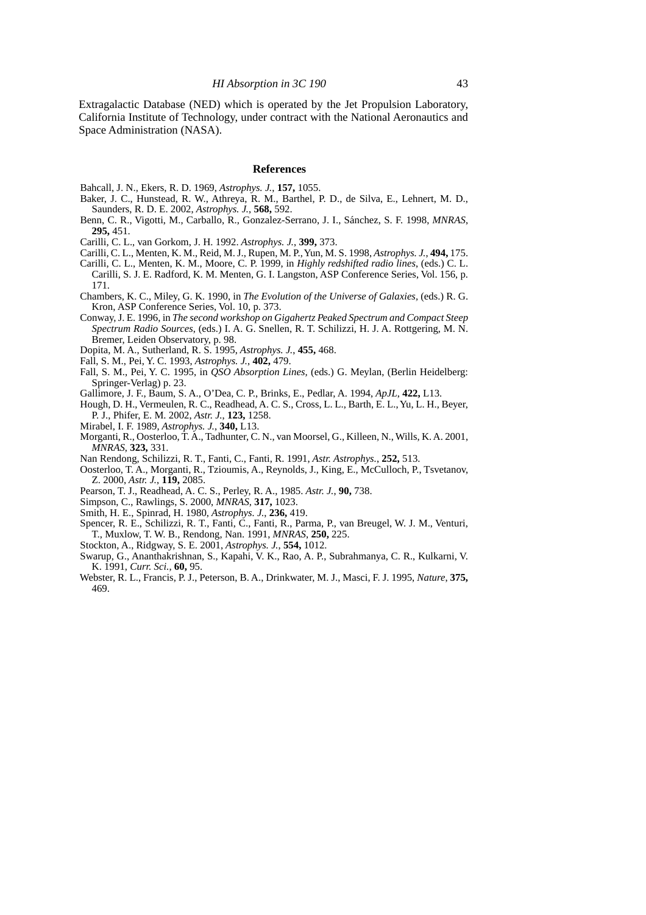Extragalactic Database (NED) which is operated by the Jet Propulsion Laboratory, California Institute of Technology, under contract with the National Aeronautics and Space Administration (NASA).

## References

Bahcall, J. N., Ekers, R. D. 1969, *Astrophys. J.*, **157,** 1055.

Baker, J. C., Hunstead, R. W., Athreya, R. M., Barthel, P. D., de Silva, E., Lehnert, M. D., Saunders, R. D. E. 2002, *Astrophys. J.*, **568,** 592.

Benn, C. R., Vigotti, M., Carballo, R., Gonzalez-Serrano, J. I., Sánchez, S. F. 1998, *MNRAS*, **295,** 451.

Carilli, C. L., van Gorkom, J. H. 1992. *Astrophys. J.*, **399,** 373.

Carilli, C. L., Menten, K. M., Reid, M. J., Rupen, M. P., Yun, M. S. 1998, *Astrophys. J.*, **494,** 175.

Carilli, C. L., Menten, K. M., Moore, C. P. 1999, in *Highly redshifted radio lines*, (eds.) C. L. Carilli, S. J. E. Radford, K. M. Menten, G. I. Langston, ASP Conference Series, Vol. 156, p. 171.

Chambers, K. C., Miley, G. K. 1990, in *The Evolution of the Universe of Galaxies*, (eds.) R. G. Kron, ASP Conference Series, Vol. 10, p. 373.

Conway, J. E. 1996, in *The second workshop on Gigahertz Peaked Spectrum and Compact Steep Spectrum Radio Sources*, (eds.) I. A. G. Snellen, R. T. Schilizzi, H. J. A. Rottgering, M. N. Bremer, Leiden Observatory, p. 98.

Dopita, M. A., Sutherland, R. S. 1995, *Astrophys. J.*, **455,** 468.

Fall, S. M., Pei, Y. C. 1993, *Astrophys. J.*, **402,** 479.

Fall, S. M., Pei, Y. C. 1995, in *QSO Absorption Lines*, (eds.) G. Meylan, (Berlin Heidelberg: Springer-Verlag) p. 23.

Gallimore, J. F., Baum, S. A., O'Dea, C. P., Brinks, E., Pedlar, A. 1994, *ApJL*, **422,** L13.

Hough, D. H., Vermeulen, R. C., Readhead, A. C. S., Cross, L. L., Barth, E. L., Yu, L. H., Beyer, P. J., Phifer, E. M. 2002, *Astr. J.*, **123,** 1258.

Mirabel, I. F. 1989, *Astrophys. J.*, **340,** L13.

Morganti, R., Oosterloo, T. A., Tadhunter, C. N., van Moorsel, G., Killeen, N., Wills, K. A. 2001, *MNRAS*, **323,** 331.

Nan Rendong, Schilizzi, R. T., Fanti, C., Fanti, R. 1991, *Astr. Astrophys.*, **252,** 513.

Oosterloo, T. A., Morganti, R., Tzioumis, A., Reynolds, J., King, E., McCulloch, P., Tsvetanov, Z. 2000, *Astr. J.*, **119,** 2085.

Pearson, T. J., Readhead, A. C. S., Perley, R. A., 1985. *Astr. J.*, **90,** 738.

Simpson, C., Rawlings, S. 2000, *MNRAS*, **317,** 1023.

Smith, H. E., Spinrad, H. 1980, *Astrophys. J.*, **236,** 419.

Spencer, R. E., Schilizzi, R. T., Fanti, C., Fanti, R., Parma, P., van Breugel, W. J. M., Venturi, T., Muxlow, T. W. B., Rendong, Nan. 1991, *MNRAS*, **250,** 225.

Stockton, A., Ridgway, S. E. 2001, *Astrophys. J.*, **554,** 1012.

Swarup, G., Ananthakrishnan, S., Kapahi, V. K., Rao, A. P., Subrahmanya, C. R., Kulkarni, V. K. 1991, *Curr. Sci.*, **60,** 95.

Webster, R. L., Francis, P. J., Peterson, B. A., Drinkwater, M. J., Masci, F. J. 1995, *Nature*, **375,** 469.